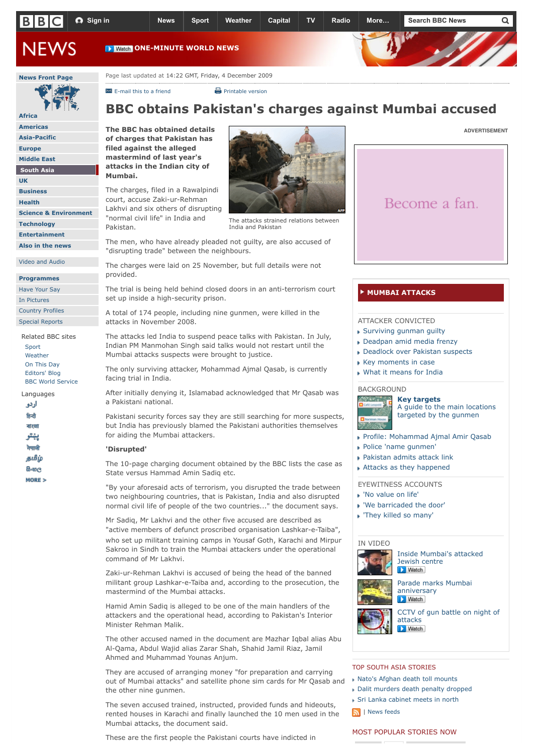Page last updated at 14:22 GMT, Friday, 4 December 2009

# BBC obtains Pakistan's charges against Mumbai accused

**The BBC has obtained details of charges that Pakistan has filed against the alleged mastermind of last year's attacks in the Indian city of Mumbai.**

The attacks strained relations between India and Pakistan

The charges, filed in a Rawalpindi court, accuse Zaki-ur-Rehman Lakhvi and six others of disrupting "normal civil life" in India and Pakistan.

The men, who have already pleaded not guilty, are also accused of "disrupting trade" between the neighbours.

The charges were laid on 25 November, but full details were not provided.

The trial is being held behind closed doors in an anti-terrorism court set up inside a high-security prison.

A total of 174 people, including nine gunmen, were killed in the attacks in November 2008.

The attacks led India to suspend peace talks with Pakistan. In July, Indian PM Manmohan Singh said talks would not restart until the Mumbai attacks suspects were brought to justice.

The only surviving attacker, Mohammad Ajmal Qasab, is currently facing trial in India.

After initially denying it, Islamabad acknowledged that Mr Qasab was a Pakistani national.

Pakistani security forces say they are still searching for more suspects, but India has previously blamed the Pakistani authorities themselves for aiding the Mumbai attackers.

**'Disrupted'**

The 10-page charging document obtained by the BBC lists the case as State versus Hammad Amin Sadiq etc.

"By your aforesaid acts of terrorism, you disrupted the trade between two neighbouring countries, that is Pakistan, India and also disrupted normal civil life of people of the two countries..." the document says.

Mr Sadiq, Mr Lakhvi and the other five accused are described as "active members of defunct proscribed organisation Lashkar-e-Taiba", who set up militant training camps in Yousaf Goth, Karachi and Mirpur Sakroo in Sindh to train the Mumbai attackers under the operational command of Mr Lakhvi.

Zaki-ur-Rehman Lakhvi is accused of being the head of the banned militant group Lashkar-e-Taiba and, according to the prosecution, the mastermind of the Mumbai attacks.

Hamid Amin Sadiq is alleged to be one of the main handlers of the attackers and the operational head, according to Pakistan's Interior Minister Rehman Malik.

The other accused named in the document are Mazhar Iqbal alias Abu Al-Qama, Abdul Wajid alias Zarar Shah, Shahid Jamil Riaz, Jamil Ahmed and Muhammad Younas Anjum.

They are accused of arranging money "for preparation and carrying out of Mumbai attacks" and satellite phone sim cards for Mr Qasab and the other nine gunmen.

The seven accused trained, instructed, provided funds and hideouts, rented houses in Karachi and finally launched the 10 men used in the Mumbai attacks, the document said.

These are the first people the Pakistani courts have indicted in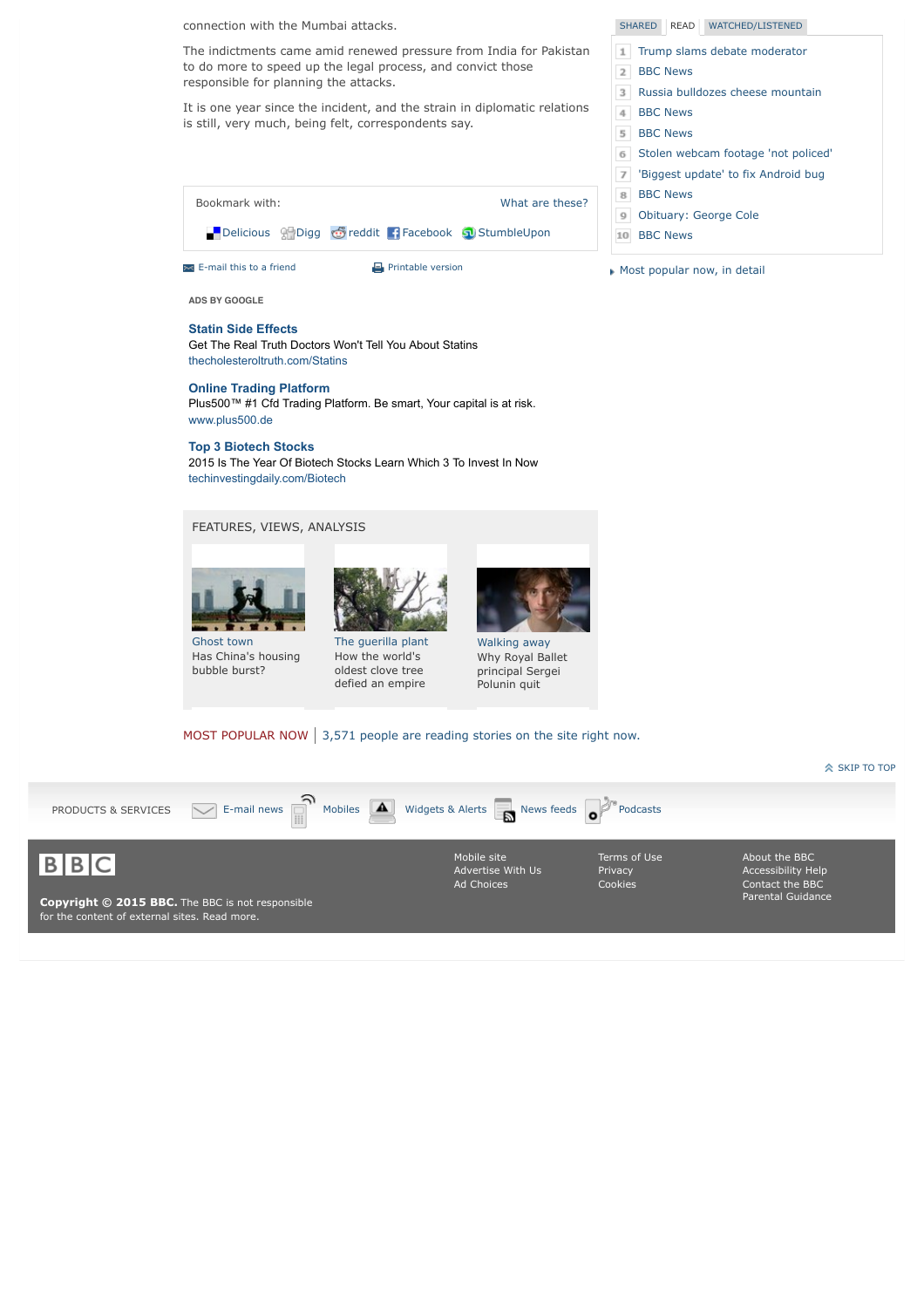connection with the Mumbai attacks.

The indictments came amid renewed pressure from India for Pakistan to do more to speed up the legal process, and convict those responsible for planning the attacks.

It is one year since the incident, and the strain in diplomatic relations is still, very much, being felt, correspondents say.

Bookmark with: Delicious Digg reddit Facebook StumbleUpon — What are these?

E-mail this to a friend | Printable version

SHARED | READ | WATCHED/LISTENED

1. Trump slams debate moderator
2. BBC News
3. Russia bulldozes cheese mountain
4. BBC News
5. BBC News
6. Stolen webcam footage 'not policed'
7. 'Biggest update' to fix Android bug
8. BBC News
9. Obituary: George Cole
10. BBC News

Most popular now, in detail

ADS BY GOOGLE

**Statin Side Effects**
Get The Real Truth Doctors Won't Tell You About Statins
thecholesteroltruth.com/Statins

**Online Trading Platform**
Plus500™ #1 Cfd Trading Platform. Be smart, Your capital is at risk.
www.plus500.de

**Top 3 Biotech Stocks**
2015 Is The Year Of Biotech Stocks Learn Which 3 To Invest In Now
techinvestingdaily.com/Biotech

## FEATURES, VIEWS, ANALYSIS

**Ghost town**
Has China's housing bubble burst?

**The guerilla plant**
How the world's oldest clove tree defied an empire

**Walking away**
Why Royal Ballet principal Sergei Polunin quit

MOST POPULAR NOW | 3,571 people are reading stories on the site right now.

SKIP TO TOP

PRODUCTS & SERVICES: E-mail news | Mobiles | Widgets & Alerts | News feeds | Podcasts

BBC

**Copyright © 2015 BBC.** The BBC is not responsible for the content of external sites. Read more.

Mobile site
Advertise With Us
Ad Choices

Terms of Use
Privacy
Cookies

About the BBC
Accessibility Help
Contact the BBC
Parental Guidance